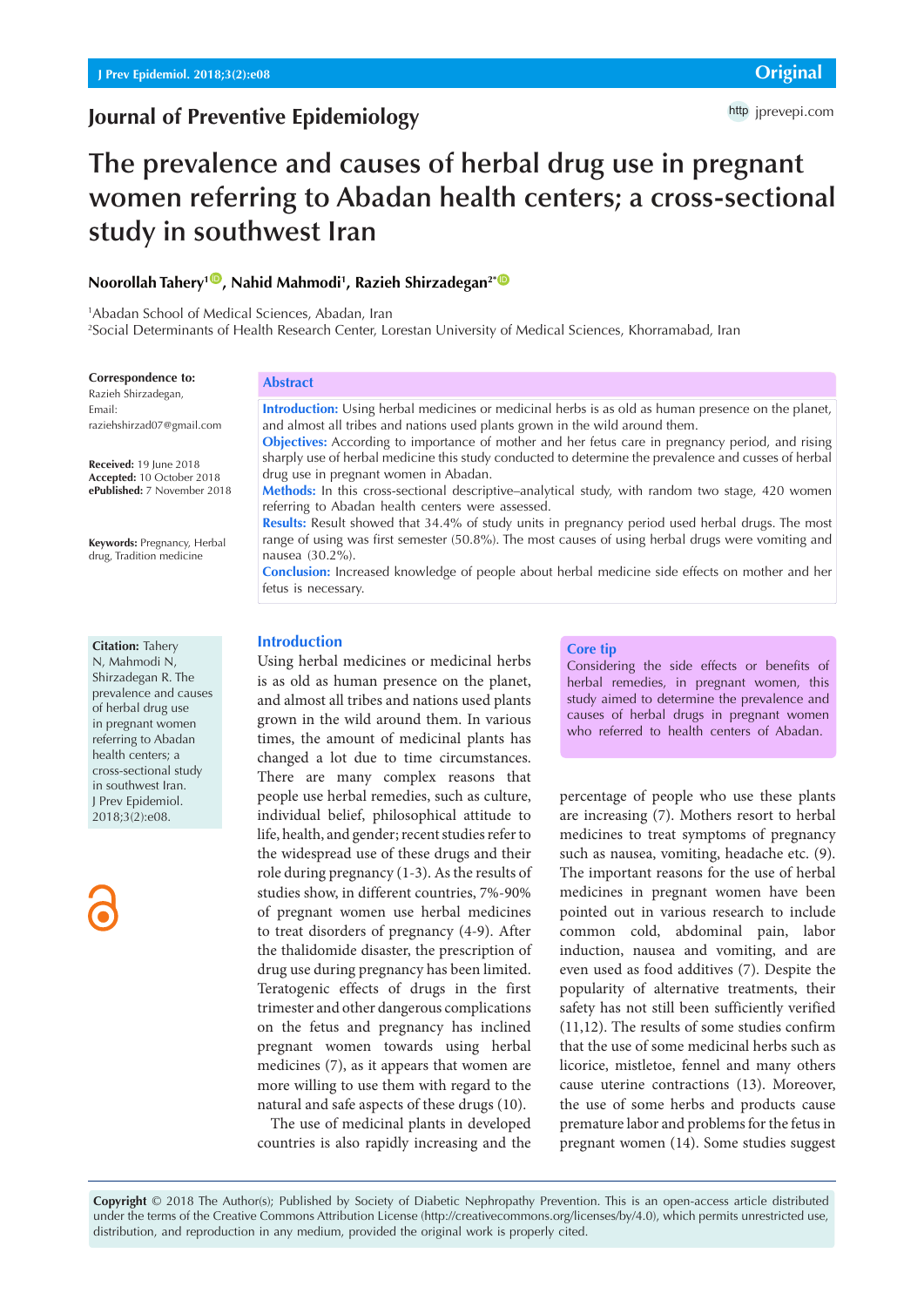Journal of Preventive Epidemiology

# The prevalence and causes of herbal drug use in pregnant women referring to Abadan health centers; a cross-sectional study in southwest Iran

**Noorollah Tahery[1], Nahid Mahmodi[1], Razieh Shirzadegan[2*]**

[1]Abadan School of Medical Sciences, Abadan, Iran
[2]Social Determinants of Health Research Center, Lorestan University of Medical Sciences, Khorramabad, Iran

**Correspondence to:**
Razieh Shirzadegan,
Email: raziehshirzad07@gmail.com

**Received:** 19 June 2018
**Accepted:** 10 October 2018
**ePublished:** 7 November 2018

**Keywords:** Pregnancy, Herbal drug, Tradition medicine

## Abstract

**Introduction:** Using herbal medicines or medicinal herbs is as old as human presence on the planet, and almost all tribes and nations used plants grown in the wild around them.
**Objectives:** According to importance of mother and her fetus care in pregnancy period, and rising sharply use of herbal medicine this study conducted to determine the prevalence and cusses of herbal drug use in pregnant women in Abadan.
**Methods:** In this cross-sectional descriptive–analytical study, with random two stage, 420 women referring to Abadan health centers were assessed.
**Results:** Result showed that 34.4% of study units in pregnancy period used herbal drugs. The most range of using was first semester (50.8%). The most causes of using herbal drugs were vomiting and nausea (30.2%).
**Conclusion:** Increased knowledge of people about herbal medicine side effects on mother and her fetus is necessary.

**Citation:** Tahery N, Mahmodi N, Shirzadegan R. The prevalence and causes of herbal drug use in pregnant women referring to Abadan health centers; a cross-sectional study in southwest Iran. J Prev Epidemiol. 2018;3(2):e08.

**Core tip**
Considering the side effects or benefits of herbal remedies, in pregnant women, this study aimed to determine the prevalence and causes of herbal drugs in pregnant women who referred to health centers of Abadan.

## Introduction

Using herbal medicines or medicinal herbs is as old as human presence on the planet, and almost all tribes and nations used plants grown in the wild around them. In various times, the amount of medicinal plants has changed a lot due to time circumstances. There are many complex reasons that people use herbal remedies, such as culture, individual belief, philosophical attitude to life, health, and gender; recent studies refer to the widespread use of these drugs and their role during pregnancy (1-3). As the results of studies show, in different countries, 7%-90% of pregnant women use herbal medicines to treat disorders of pregnancy (4-9). After the thalidomide disaster, the prescription of drug use during pregnancy has been limited. Teratogenic effects of drugs in the first trimester and other dangerous complications on the fetus and pregnancy has inclined pregnant women towards using herbal medicines (7), as it appears that women are more willing to use them with regard to the natural and safe aspects of these drugs (10).

The use of medicinal plants in developed countries is also rapidly increasing and the percentage of people who use these plants are increasing (7). Mothers resort to herbal medicines to treat symptoms of pregnancy such as nausea, vomiting, headache etc. (9). The important reasons for the use of herbal medicines in pregnant women have been pointed out in various research to include common cold, abdominal pain, labor induction, nausea and vomiting, and are even used as food additives (7). Despite the popularity of alternative treatments, their safety has not still been sufficiently verified (11,12). The results of some studies confirm that the use of some medicinal herbs such as licorice, mistletoe, fennel and many others cause uterine contractions (13). Moreover, the use of some herbs and products cause premature labor and problems for the fetus in pregnant women (14). Some studies suggest

**Copyright** © 2018 The Author(s); Published by Society of Diabetic Nephropathy Prevention. This is an open-access article distributed under the terms of the Creative Commons Attribution License (http://creativecommons.org/licenses/by/4.0), which permits unrestricted use, distribution, and reproduction in any medium, provided the original work is properly cited.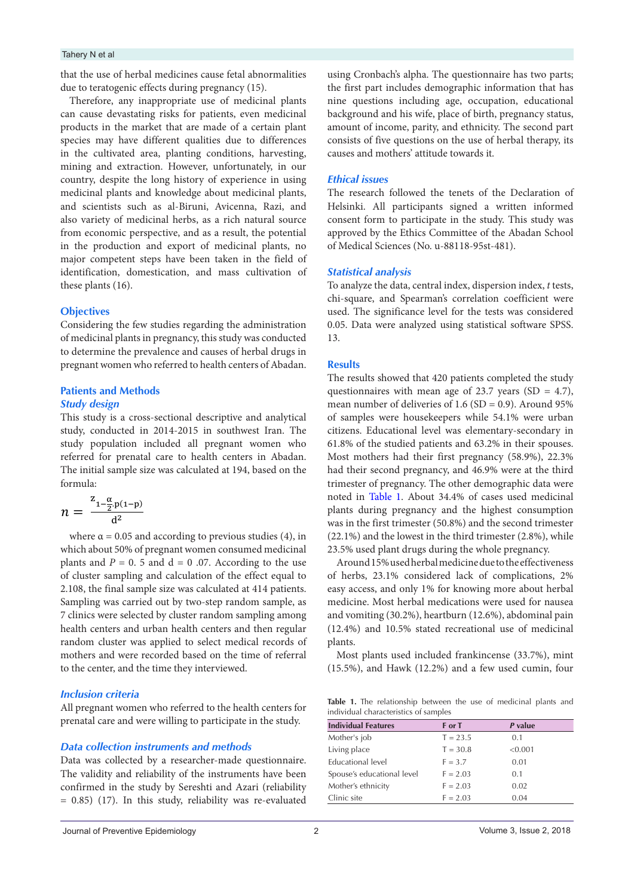that the use of herbal medicines cause fetal abnormalities due to teratogenic effects during pregnancy (15).

Therefore, any inappropriate use of medicinal plants can cause devastating risks for patients, even medicinal products in the market that are made of a certain plant species may have different qualities due to differences in the cultivated area, planting conditions, harvesting, mining and extraction. However, unfortunately, in our country, despite the long history of experience in using medicinal plants and knowledge about medicinal plants, and scientists such as al-Biruni, Avicenna, Razi, and also variety of medicinal herbs, as a rich natural source from economic perspective, and as a result, the potential in the production and export of medicinal plants, no major competent steps have been taken in the field of identification, domestication, and mass cultivation of these plants (16).

## Objectives

Considering the few studies regarding the administration of medicinal plants in pregnancy, this study was conducted to determine the prevalence and causes of herbal drugs in pregnant women who referred to health centers of Abadan.

## Patients and Methods

### Study design

This study is a cross-sectional descriptive and analytical study, conducted in 2014-2015 in southwest Iran. The study population included all pregnant women who referred for prenatal care to health centers in Abadan. The initial sample size was calculated at 194, based on the formula:

$$n = \frac{z_{1-\frac{\alpha}{2}} p(1-p)}{d^2}$$

where α = 0.05 and according to previous studies (4), in which about 50% of pregnant women consumed medicinal plants and $P$ = 0. 5 and d = 0 .07. According to the use of cluster sampling and calculation of the effect equal to 2.108, the final sample size was calculated at 414 patients. Sampling was carried out by two-step random sample, as 7 clinics were selected by cluster random sampling among health centers and urban health centers and then regular random cluster was applied to select medical records of mothers and were recorded based on the time of referral to the center, and the time they interviewed.

### Inclusion criteria

All pregnant women who referred to the health centers for prenatal care and were willing to participate in the study.

### Data collection instruments and methods

Data was collected by a researcher-made questionnaire. The validity and reliability of the instruments have been confirmed in the study by Sereshti and Azari (reliability = 0.85) (17). In this study, reliability was re-evaluated using Cronbach's alpha. The questionnaire has two parts; the first part includes demographic information that has nine questions including age, occupation, educational background and his wife, place of birth, pregnancy status, amount of income, parity, and ethnicity. The second part consists of five questions on the use of herbal therapy, its causes and mothers' attitude towards it.

### Ethical issues

The research followed the tenets of the Declaration of Helsinki. All participants signed a written informed consent form to participate in the study. This study was approved by the Ethics Committee of the Abadan School of Medical Sciences (No. u-88118-95st-481).

### Statistical analysis

To analyze the data, central index, dispersion index, *t* tests, chi-square, and Spearman's correlation coefficient were used. The significance level for the tests was considered 0.05. Data were analyzed using statistical software SPSS. 13.

## Results

The results showed that 420 patients completed the study questionnaires with mean age of 23.7 years (SD = 4.7), mean number of deliveries of 1.6 (SD = 0.9). Around 95% of samples were housekeepers while 54.1% were urban citizens. Educational level was elementary-secondary in 61.8% of the studied patients and 63.2% in their spouses. Most mothers had their first pregnancy (58.9%), 22.3% had their second pregnancy, and 46.9% were at the third trimester of pregnancy. The other demographic data were noted in Table 1. About 34.4% of cases used medicinal plants during pregnancy and the highest consumption was in the first trimester (50.8%) and the second trimester (22.1%) and the lowest in the third trimester (2.8%), while 23.5% used plant drugs during the whole pregnancy.

Around 15% used herbal medicine due to the effectiveness of herbs, 23.1% considered lack of complications, 2% easy access, and only 1% for knowing more about herbal medicine. Most herbal medications were used for nausea and vomiting (30.2%), heartburn (12.6%), abdominal pain (12.4%) and 10.5% stated recreational use of medicinal plants.

Most plants used included frankincense (33.7%), mint (15.5%), and Hawk (12.2%) and a few used cumin, four

**Table 1.** The relationship between the use of medicinal plants and individual characteristics of samples

| Individual Features | F or T | *P* value |
|---|---|---|
| Mother's job | T = 23.5 | 0.1 |
| Living place | T = 30.8 | <0.001 |
| Educational level | F = 3.7 | 0.01 |
| Spouse's educational level | F = 2.03 | 0.1 |
| Mother's ethnicity | F = 2.03 | 0.02 |
| Clinic site | F = 2.03 | 0.04 |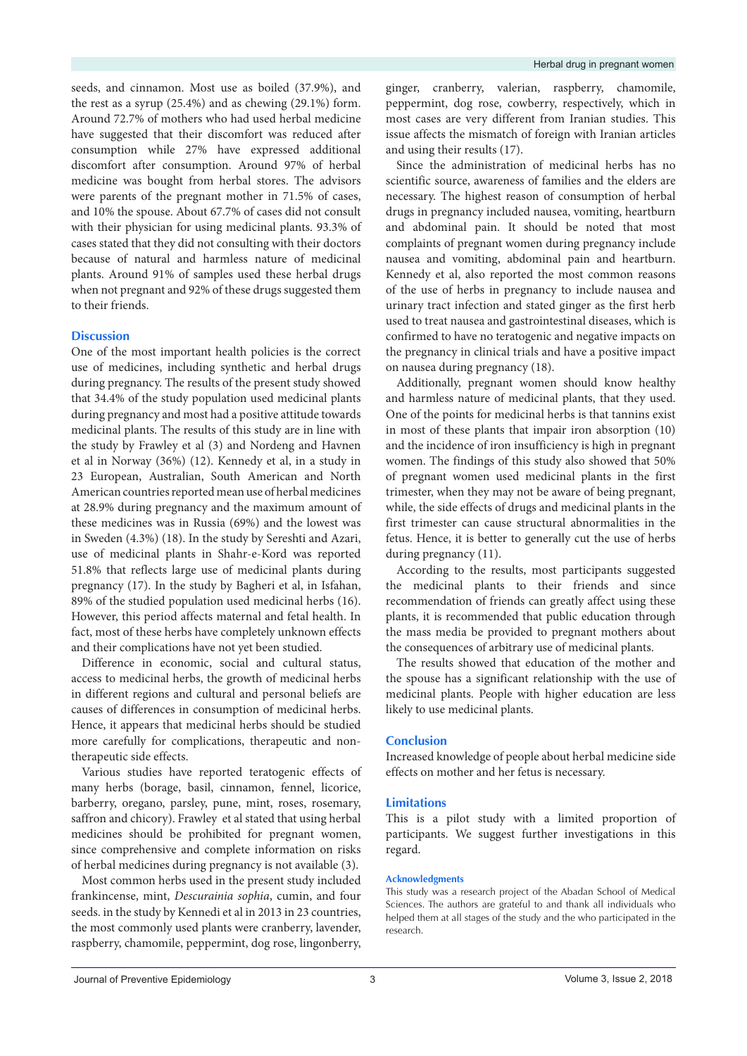seeds, and cinnamon. Most use as boiled (37.9%), and the rest as a syrup (25.4%) and as chewing (29.1%) form. Around 72.7% of mothers who had used herbal medicine have suggested that their discomfort was reduced after consumption while 27% have expressed additional discomfort after consumption. Around 97% of herbal medicine was bought from herbal stores. The advisors were parents of the pregnant mother in 71.5% of cases, and 10% the spouse. About 67.7% of cases did not consult with their physician for using medicinal plants. 93.3% of cases stated that they did not consulting with their doctors because of natural and harmless nature of medicinal plants. Around 91% of samples used these herbal drugs when not pregnant and 92% of these drugs suggested them to their friends.

## Discussion

One of the most important health policies is the correct use of medicines, including synthetic and herbal drugs during pregnancy. The results of the present study showed that 34.4% of the study population used medicinal plants during pregnancy and most had a positive attitude towards medicinal plants. The results of this study are in line with the study by Frawley et al (3) and Nordeng and Havnen et al in Norway (36%) (12). Kennedy et al, in a study in 23 European, Australian, South American and North American countries reported mean use of herbal medicines at 28.9% during pregnancy and the maximum amount of these medicines was in Russia (69%) and the lowest was in Sweden (4.3%) (18). In the study by Sereshti and Azari, use of medicinal plants in Shahr-e-Kord was reported 51.8% that reflects large use of medicinal plants during pregnancy (17). In the study by Bagheri et al, in Isfahan, 89% of the studied population used medicinal herbs (16). However, this period affects maternal and fetal health. In fact, most of these herbs have completely unknown effects and their complications have not yet been studied.

Difference in economic, social and cultural status, access to medicinal herbs, the growth of medicinal herbs in different regions and cultural and personal beliefs are causes of differences in consumption of medicinal herbs. Hence, it appears that medicinal herbs should be studied more carefully for complications, therapeutic and non-therapeutic side effects.

Various studies have reported teratogenic effects of many herbs (borage, basil, cinnamon, fennel, licorice, barberry, oregano, parsley, pune, mint, roses, rosemary, saffron and chicory). Frawley et al stated that using herbal medicines should be prohibited for pregnant women, since comprehensive and complete information on risks of herbal medicines during pregnancy is not available (3).

Most common herbs used in the present study included frankincense, mint, *Descurainia sophia*, cumin, and four seeds. in the study by Kennedi et al in 2013 in 23 countries, the most commonly used plants were cranberry, lavender, raspberry, chamomile, peppermint, dog rose, lingonberry, ginger, cranberry, valerian, raspberry, chamomile, peppermint, dog rose, cowberry, respectively, which in most cases are very different from Iranian studies. This issue affects the mismatch of foreign with Iranian articles and using their results (17).

Since the administration of medicinal herbs has no scientific source, awareness of families and the elders are necessary. The highest reason of consumption of herbal drugs in pregnancy included nausea, vomiting, heartburn and abdominal pain. It should be noted that most complaints of pregnant women during pregnancy include nausea and vomiting, abdominal pain and heartburn. Kennedy et al, also reported the most common reasons of the use of herbs in pregnancy to include nausea and urinary tract infection and stated ginger as the first herb used to treat nausea and gastrointestinal diseases, which is confirmed to have no teratogenic and negative impacts on the pregnancy in clinical trials and have a positive impact on nausea during pregnancy (18).

Additionally, pregnant women should know healthy and harmless nature of medicinal plants, that they used. One of the points for medicinal herbs is that tannins exist in most of these plants that impair iron absorption (10) and the incidence of iron insufficiency is high in pregnant women. The findings of this study also showed that 50% of pregnant women used medicinal plants in the first trimester, when they may not be aware of being pregnant, while, the side effects of drugs and medicinal plants in the first trimester can cause structural abnormalities in the fetus. Hence, it is better to generally cut the use of herbs during pregnancy (11).

According to the results, most participants suggested the medicinal plants to their friends and since recommendation of friends can greatly affect using these plants, it is recommended that public education through the mass media be provided to pregnant mothers about the consequences of arbitrary use of medicinal plants.

The results showed that education of the mother and the spouse has a significant relationship with the use of medicinal plants. People with higher education are less likely to use medicinal plants.

## Conclusion

Increased knowledge of people about herbal medicine side effects on mother and her fetus is necessary.

## Limitations

This is a pilot study with a limited proportion of participants. We suggest further investigations in this regard.

### Acknowledgments

This study was a research project of the Abadan School of Medical Sciences. The authors are grateful to and thank all individuals who helped them at all stages of the study and the who participated in the research.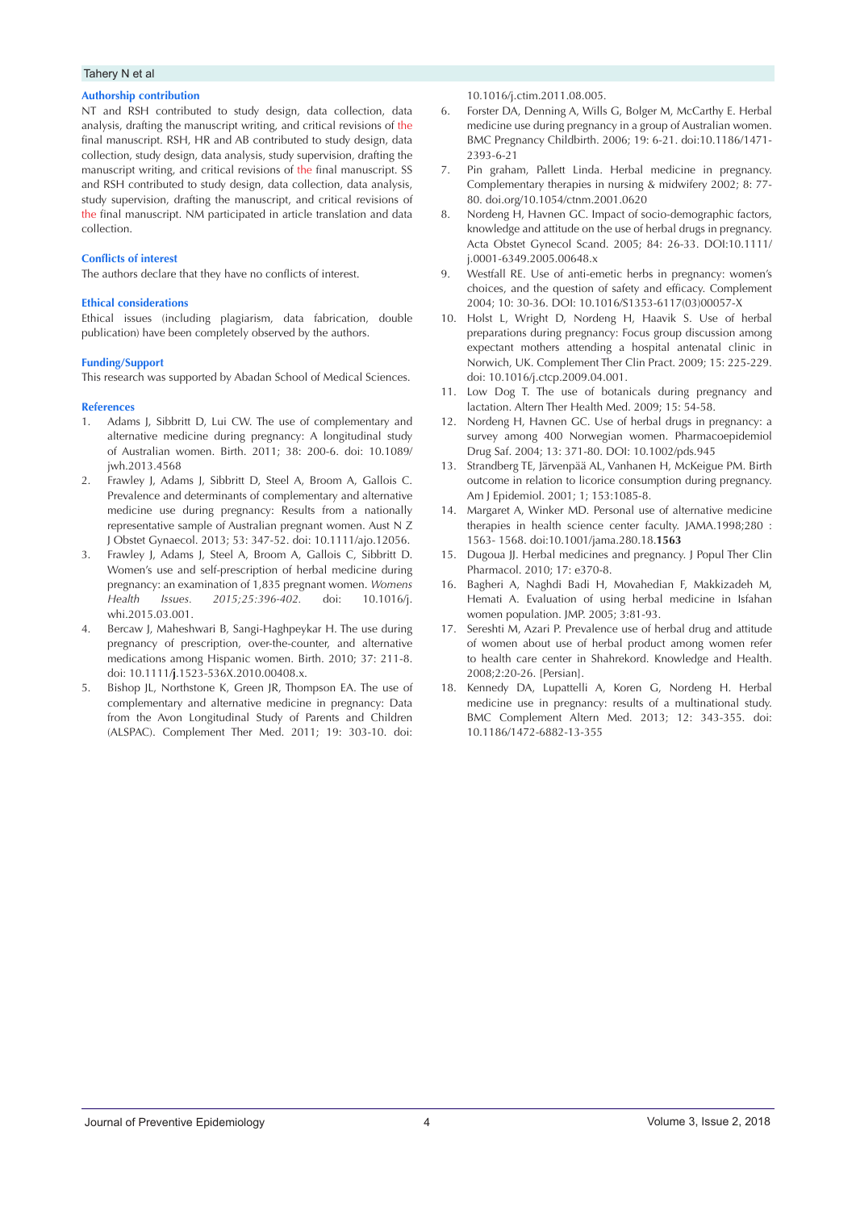## Authorship contribution

NT and RSH contributed to study design, data collection, data analysis, drafting the manuscript writing, and critical revisions of the final manuscript. RSH, HR and AB contributed to study design, data collection, study design, data analysis, study supervision, drafting the manuscript writing, and critical revisions of the final manuscript. SS and RSH contributed to study design, data collection, data analysis, study supervision, drafting the manuscript, and critical revisions of the final manuscript. NM participated in article translation and data collection.

## Conflicts of interest

The authors declare that they have no conflicts of interest.

## Ethical considerations

Ethical issues (including plagiarism, data fabrication, double publication) have been completely observed by the authors.

## Funding/Support

This research was supported by Abadan School of Medical Sciences.

## References

1. Adams J, Sibbritt D, Lui CW. The use of complementary and alternative medicine during pregnancy: A longitudinal study of Australian women. Birth. 2011; 38: 200-6. doi: 10.1089/jwh.2013.4568
2. Frawley J, Adams J, Sibbritt D, Steel A, Broom A, Gallois C. Prevalence and determinants of complementary and alternative medicine use during pregnancy: Results from a nationally representative sample of Australian pregnant women. Aust N Z J Obstet Gynaecol. 2013; 53: 347-52. doi: 10.1111/ajo.12056.
3. Frawley J, Adams J, Steel A, Broom A, Gallois C, Sibbritt D. Women's use and self-prescription of herbal medicine during pregnancy: an examination of 1,835 pregnant women. *Womens Health Issues. 2015;25:396-402.* doi: 10.1016/j.whi.2015.03.001.
4. Bercaw J, Maheshwari B, Sangi-Haghpeykar H. The use during pregnancy of prescription, over-the-counter, and alternative medications among Hispanic women. Birth. 2010; 37: 211-8. doi: 10.1111/**j**.1523-536X.2010.00408.x.
5. Bishop JL, Northstone K, Green JR, Thompson EA. The use of complementary and alternative medicine in pregnancy: Data from the Avon Longitudinal Study of Parents and Children (ALSPAC). Complement Ther Med. 2011; 19: 303-10. doi: 10.1016/j.ctim.2011.08.005.
6. Forster DA, Denning A, Wills G, Bolger M, McCarthy E. Herbal medicine use during pregnancy in a group of Australian women. BMC Pregnancy Childbirth. 2006; 19: 6-21. doi:10.1186/1471-2393-6-21
7. Pin graham, Pallett Linda. Herbal medicine in pregnancy. Complementary therapies in nursing & midwifery 2002; 8: 77-80. doi.org/10.1054/ctnm.2001.0620
8. Nordeng H, Havnen GC. Impact of socio-demographic factors, knowledge and attitude on the use of herbal drugs in pregnancy. Acta Obstet Gynecol Scand. 2005; 84: 26-33. DOI:10.1111/j.0001-6349.2005.00648.x
9. Westfall RE. Use of anti-emetic herbs in pregnancy: women's choices, and the question of safety and efficacy. Complement 2004; 10: 30-36. DOI: 10.1016/S1353-6117(03)00057-X
10. Holst L, Wright D, Nordeng H, Haavik S. Use of herbal preparations during pregnancy: Focus group discussion among expectant mothers attending a hospital antenatal clinic in Norwich, UK. Complement Ther Clin Pract. 2009; 15: 225-229. doi: 10.1016/j.ctcp.2009.04.001.
11. Low Dog T. The use of botanicals during pregnancy and lactation. Altern Ther Health Med. 2009; 15: 54-58.
12. Nordeng H, Havnen GC. Use of herbal drugs in pregnancy: a survey among 400 Norwegian women. Pharmacoepidemiol Drug Saf. 2004; 13: 371-80. DOI: 10.1002/pds.945
13. Strandberg TE, Järvenpää AL, Vanhanen H, McKeigue PM. Birth outcome in relation to licorice consumption during pregnancy. Am J Epidemiol. 2001; 1; 153:1085-8.
14. Margaret A, Winker MD. Personal use of alternative medicine therapies in health science center faculty. JAMA.1998;280 : 1563- 1568. doi:10.1001/jama.280.18.**1563**
15. Dugoua JJ. Herbal medicines and pregnancy. J Popul Ther Clin Pharmacol. 2010; 17: e370-8.
16. Bagheri A, Naghdi Badi H, Movahedian F, Makkizadeh M, Hemati A. Evaluation of using herbal medicine in Isfahan women population. JMP. 2005; 3:81-93.
17. Sereshti M, Azari P. Prevalence use of herbal drug and attitude of women about use of herbal product among women refer to health care center in Shahrekord. Knowledge and Health. 2008;2:20-26. [Persian].
18. Kennedy DA, Lupattelli A, Koren G, Nordeng H. Herbal medicine use in pregnancy: results of a multinational study. BMC Complement Altern Med. 2013; 12: 343-355. doi: 10.1186/1472-6882-13-355